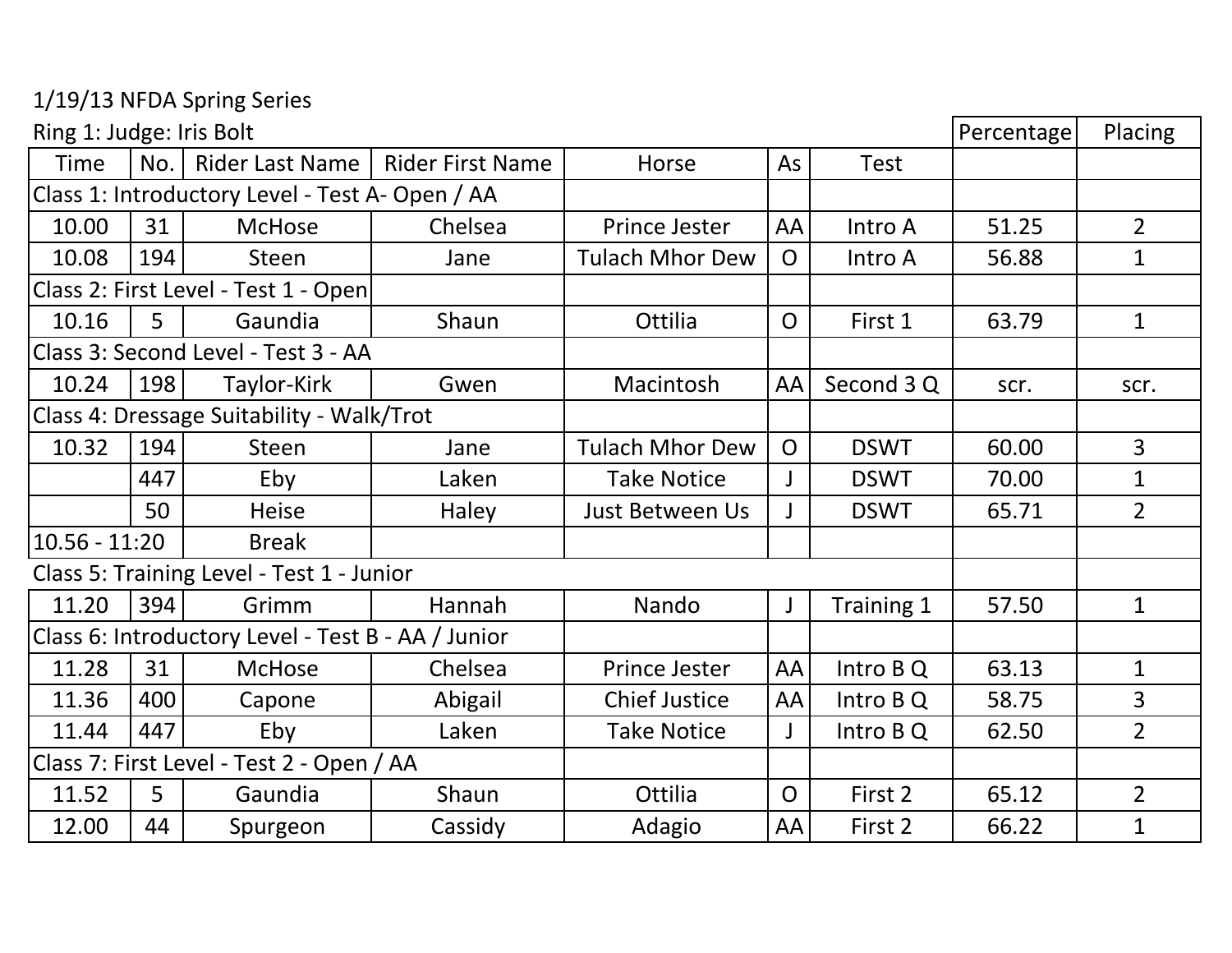1/19/13 NFDA Spring Series

Ring 1: Judge: Iris Bolt

| Time | No. | Rider Last Name | Rider First Name | Horse | As | Test | Percentage | Placing |
|---|---|---|---|---|---|---|---|---|
| Class 1: Introductory Level - Test A- Open / AA | | | | | | | | |
| 10.00 | 31 | McHose | Chelsea | Prince Jester | AA | Intro A | 51.25 | 2 |
| 10.08 | 194 | Steen | Jane | Tulach Mhor Dew | O | Intro A | 56.88 | 1 |
| Class 2: First Level - Test 1 - Open | | | | | | | | |
| 10.16 | 5 | Gaundia | Shaun | Ottilia | O | First 1 | 63.79 | 1 |
| Class 3: Second Level - Test 3 - AA | | | | | | | | |
| 10.24 | 198 | Taylor-Kirk | Gwen | Macintosh | AA | Second 3 Q | scr. | scr. |
| Class 4: Dressage Suitability - Walk/Trot | | | | | | | | |
| 10.32 | 194 | Steen | Jane | Tulach Mhor Dew | O | DSWT | 60.00 | 3 |
| | 447 | Eby | Laken | Take Notice | J | DSWT | 70.00 | 1 |
| | 50 | Heise | Haley | Just Between Us | J | DSWT | 65.71 | 2 |
| 10.56 - 11:20 | | Break | | | | | | |
| Class 5: Training Level - Test 1 - Junior | | | | | | | | |
| 11.20 | 394 | Grimm | Hannah | Nando | J | Training 1 | 57.50 | 1 |
| Class 6: Introductory Level - Test B - AA / Junior | | | | | | | | |
| 11.28 | 31 | McHose | Chelsea | Prince Jester | AA | Intro B Q | 63.13 | 1 |
| 11.36 | 400 | Capone | Abigail | Chief Justice | AA | Intro B Q | 58.75 | 3 |
| 11.44 | 447 | Eby | Laken | Take Notice | J | Intro B Q | 62.50 | 2 |
| Class 7: First Level - Test 2 - Open / AA | | | | | | | | |
| 11.52 | 5 | Gaundia | Shaun | Ottilia | O | First 2 | 65.12 | 2 |
| 12.00 | 44 | Spurgeon | Cassidy | Adagio | AA | First 2 | 66.22 | 1 |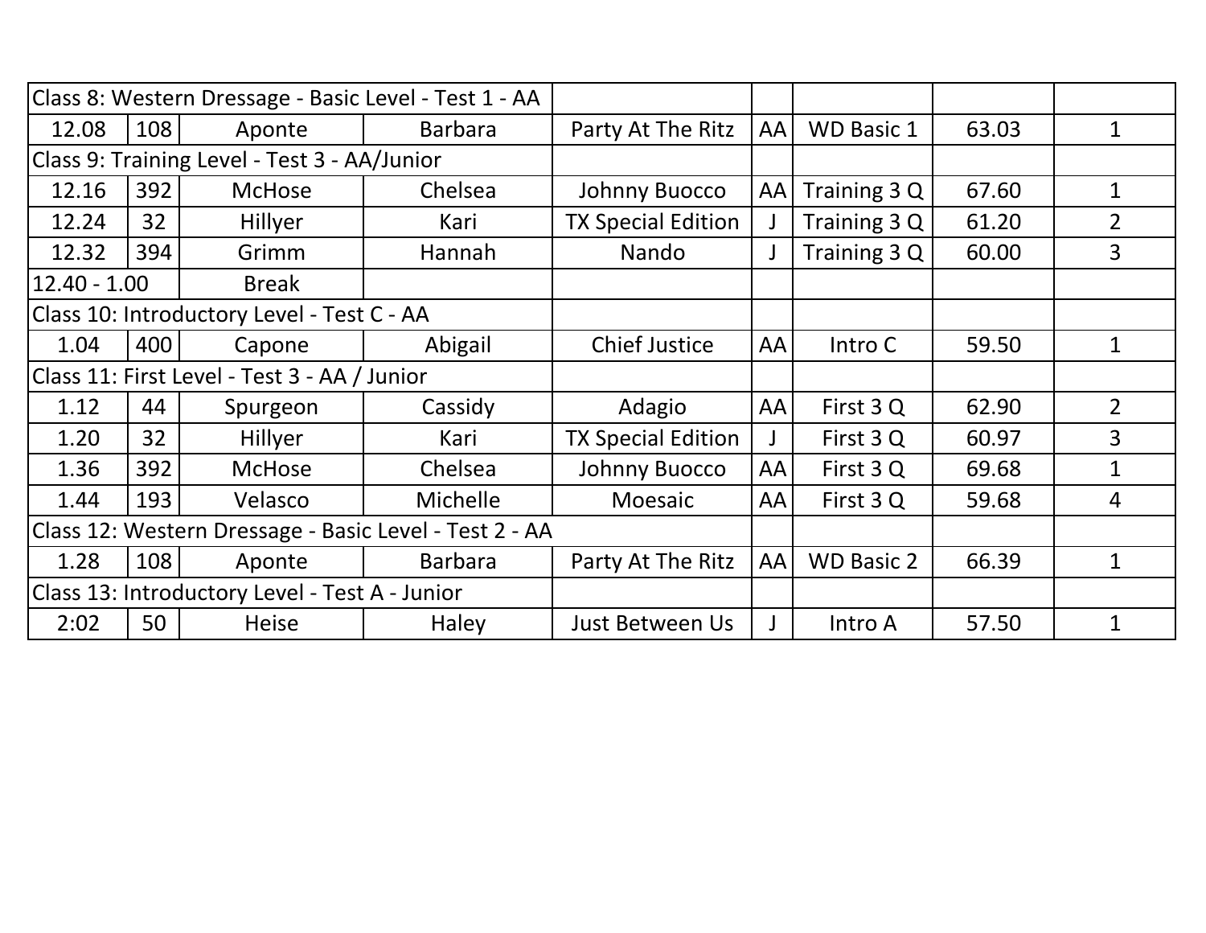| Class 8: Western Dressage - Basic Level - Test 1 - AA | | | | | | | | |
|---|---|---|---|---|---|---|---|---|
| 12.08 | 108 | Aponte | Barbara | Party At The Ritz | AA | WD Basic 1 | 63.03 | 1 |
| Class 9: Training Level - Test 3 - AA/Junior | | | | | | | | |
| 12.16 | 392 | McHose | Chelsea | Johnny Buocco | AA | Training 3 Q | 67.60 | 1 |
| 12.24 | 32 | Hillyer | Kari | TX Special Edition | J | Training 3 Q | 61.20 | 2 |
| 12.32 | 394 | Grimm | Hannah | Nando | J | Training 3 Q | 60.00 | 3 |
| 12.40 - 1.00 | | Break | | | | | | |
| Class 10: Introductory Level - Test C - AA | | | | | | | | |
| 1.04 | 400 | Capone | Abigail | Chief Justice | AA | Intro C | 59.50 | 1 |
| Class 11: First Level - Test 3 - AA / Junior | | | | | | | | |
| 1.12 | 44 | Spurgeon | Cassidy | Adagio | AA | First 3 Q | 62.90 | 2 |
| 1.20 | 32 | Hillyer | Kari | TX Special Edition | J | First 3 Q | 60.97 | 3 |
| 1.36 | 392 | McHose | Chelsea | Johnny Buocco | AA | First 3 Q | 69.68 | 1 |
| 1.44 | 193 | Velasco | Michelle | Moesaic | AA | First 3 Q | 59.68 | 4 |
| Class 12: Western Dressage - Basic Level - Test 2 - AA | | | | | | | | |
| 1.28 | 108 | Aponte | Barbara | Party At The Ritz | AA | WD Basic 2 | 66.39 | 1 |
| Class 13: Introductory Level - Test A - Junior | | | | | | | | |
| 2:02 | 50 | Heise | Haley | Just Between Us | J | Intro A | 57.50 | 1 |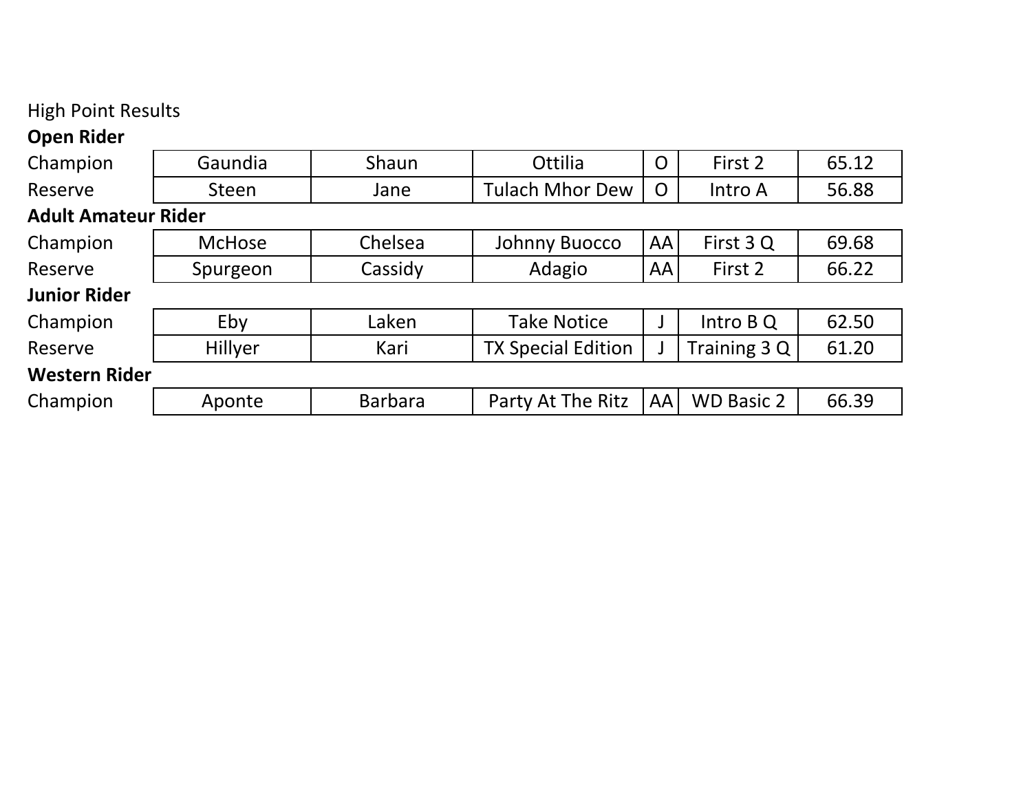High Point Results

**Open Rider**

| | | | | | | |
|---|---|---|---|---|---|---|
| Champion | Gaundia | Shaun | Ottilia | O | First 2 | 65.12 |
| Reserve | Steen | Jane | Tulach Mhor Dew | O | Intro A | 56.88 |

**Adult Amateur Rider**

| | | | | | | |
|---|---|---|---|---|---|---|
| Champion | McHose | Chelsea | Johnny Buocco | AA | First 3 Q | 69.68 |
| Reserve | Spurgeon | Cassidy | Adagio | AA | First 2 | 66.22 |

**Junior Rider**

| | | | | | | |
|---|---|---|---|---|---|---|
| Champion | Eby | Laken | Take Notice | J | Intro B Q | 62.50 |
| Reserve | Hillyer | Kari | TX Special Edition | J | Training 3 Q | 61.20 |

**Western Rider**

| | | | | | | |
|---|---|---|---|---|---|---|
| Champion | Aponte | Barbara | Party At The Ritz | AA | WD Basic 2 | 66.39 |